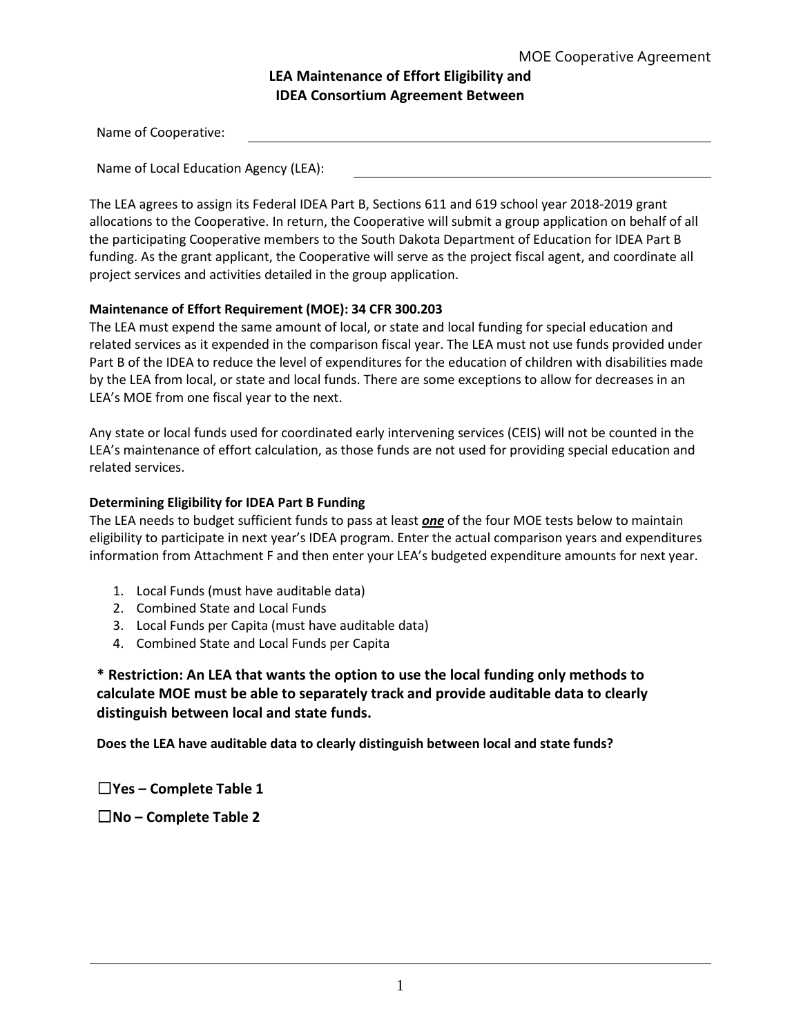# LEA Maintenance of Effort Eligibility and IDEA Consortium Agreement Between

Name of Cooperative: ______________________________

Name of Local Education Agency (LEA): ______________________________

The LEA agrees to assign its Federal IDEA Part B, Sections 611 and 619 school year 2018-2019 grant allocations to the Cooperative. In return, the Cooperative will submit a group application on behalf of all the participating Cooperative members to the South Dakota Department of Education for IDEA Part B funding. As the grant applicant, the Cooperative will serve as the project fiscal agent, and coordinate all project services and activities detailed in the group application.

**Maintenance of Effort Requirement (MOE): 34 CFR 300.203**

The LEA must expend the same amount of local, or state and local funding for special education and related services as it expended in the comparison fiscal year. The LEA must not use funds provided under Part B of the IDEA to reduce the level of expenditures for the education of children with disabilities made by the LEA from local, or state and local funds. There are some exceptions to allow for decreases in an LEA's MOE from one fiscal year to the next.

Any state or local funds used for coordinated early intervening services (CEIS) will not be counted in the LEA's maintenance of effort calculation, as those funds are not used for providing special education and related services.

**Determining Eligibility for IDEA Part B Funding**

The LEA needs to budget sufficient funds to pass at least ***one*** of the four MOE tests below to maintain eligibility to participate in next year's IDEA program. Enter the actual comparison years and expenditures information from Attachment F and then enter your LEA's budgeted expenditure amounts for next year.

1. Local Funds (must have auditable data)
2. Combined State and Local Funds
3. Local Funds per Capita (must have auditable data)
4. Combined State and Local Funds per Capita

**\* Restriction: An LEA that wants the option to use the local funding only methods to calculate MOE must be able to separately track and provide auditable data to clearly distinguish between local and state funds.**

**Does the LEA have auditable data to clearly distinguish between local and state funds?**

**☐Yes – Complete Table 1**

**☐No – Complete Table 2**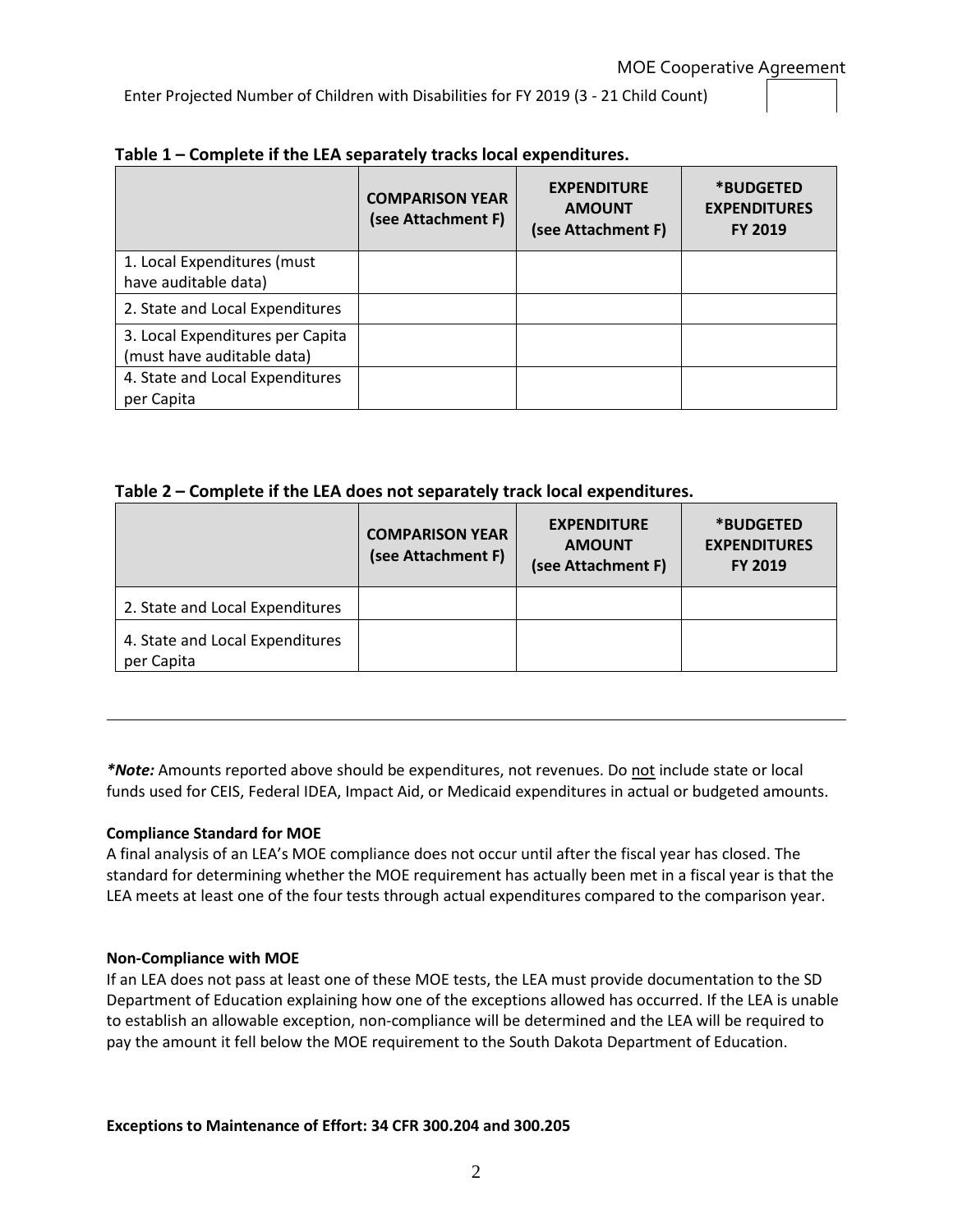Enter Projected Number of Children with Disabilities for FY 2019 (3 - 21 Child Count)

**Table 1 – Complete if the LEA separately tracks local expenditures.**

| | COMPARISON YEAR (see Attachment F) | EXPENDITURE AMOUNT (see Attachment F) | *BUDGETED EXPENDITURES FY 2019 |
|---|---|---|---|
| 1. Local Expenditures (must have auditable data) | | | |
| 2. State and Local Expenditures | | | |
| 3. Local Expenditures per Capita (must have auditable data) | | | |
| 4. State and Local Expenditures per Capita | | | |

**Table 2 – Complete if the LEA does not separately track local expenditures.**

| | COMPARISON YEAR (see Attachment F) | EXPENDITURE AMOUNT (see Attachment F) | *BUDGETED EXPENDITURES FY 2019 |
|---|---|---|---|
| 2. State and Local Expenditures | | | |
| 4. State and Local Expenditures per Capita | | | |

---

***Note:*** Amounts reported above should be expenditures, not revenues. Do not include state or local funds used for CEIS, Federal IDEA, Impact Aid, or Medicaid expenditures in actual or budgeted amounts.

**Compliance Standard for MOE**

A final analysis of an LEA's MOE compliance does not occur until after the fiscal year has closed. The standard for determining whether the MOE requirement has actually been met in a fiscal year is that the LEA meets at least one of the four tests through actual expenditures compared to the comparison year.

**Non-Compliance with MOE**

If an LEA does not pass at least one of these MOE tests, the LEA must provide documentation to the SD Department of Education explaining how one of the exceptions allowed has occurred. If the LEA is unable to establish an allowable exception, non-compliance will be determined and the LEA will be required to pay the amount it fell below the MOE requirement to the South Dakota Department of Education.

**Exceptions to Maintenance of Effort: 34 CFR 300.204 and 300.205**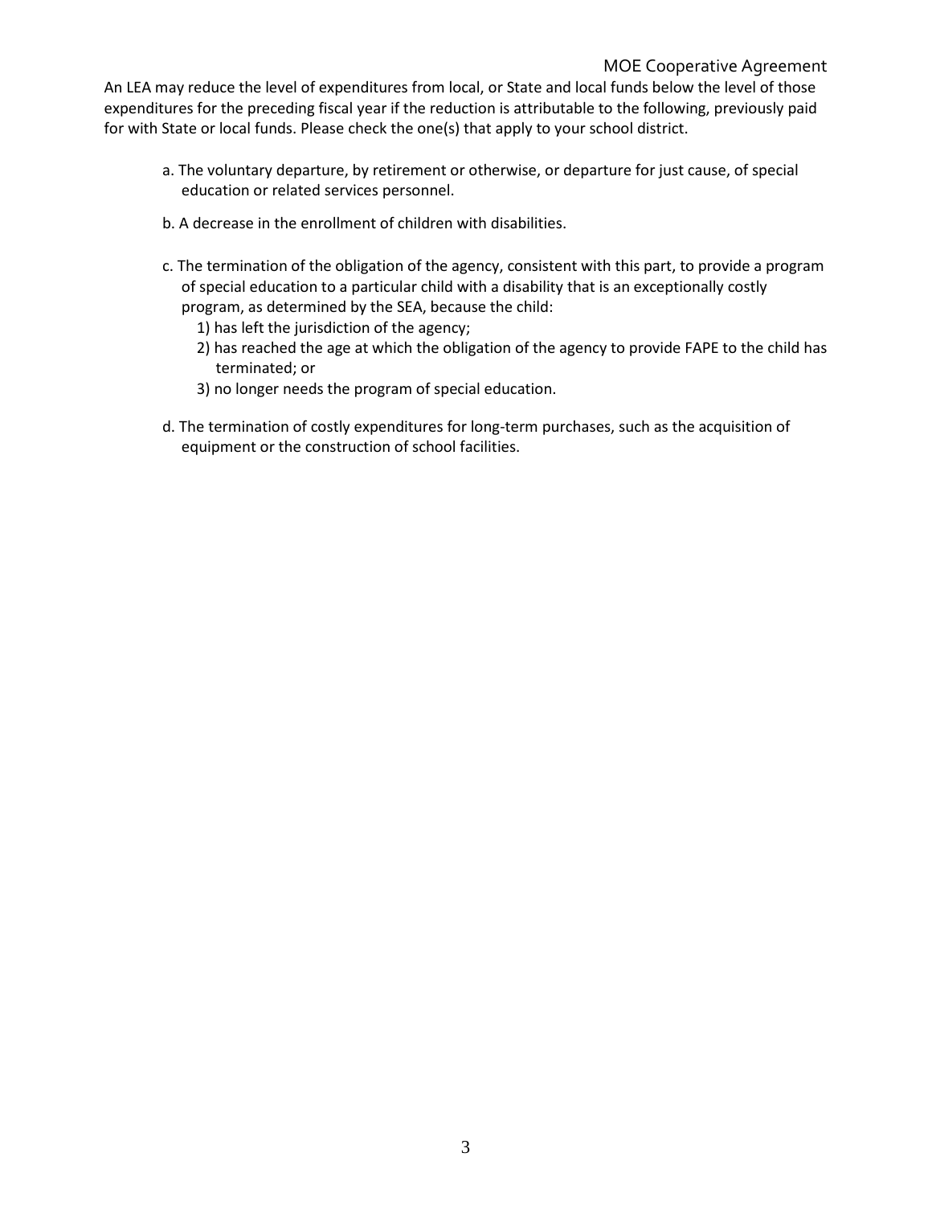An LEA may reduce the level of expenditures from local, or State and local funds below the level of those expenditures for the preceding fiscal year if the reduction is attributable to the following, previously paid for with State or local funds. Please check the one(s) that apply to your school district.

a. The voluntary departure, by retirement or otherwise, or departure for just cause, of special education or related services personnel.

b. A decrease in the enrollment of children with disabilities.

c. The termination of the obligation of the agency, consistent with this part, to provide a program of special education to a particular child with a disability that is an exceptionally costly program, as determined by the SEA, because the child:

1) has left the jurisdiction of the agency;
2) has reached the age at which the obligation of the agency to provide FAPE to the child has terminated; or
3) no longer needs the program of special education.

d. The termination of costly expenditures for long-term purchases, such as the acquisition of equipment or the construction of school facilities.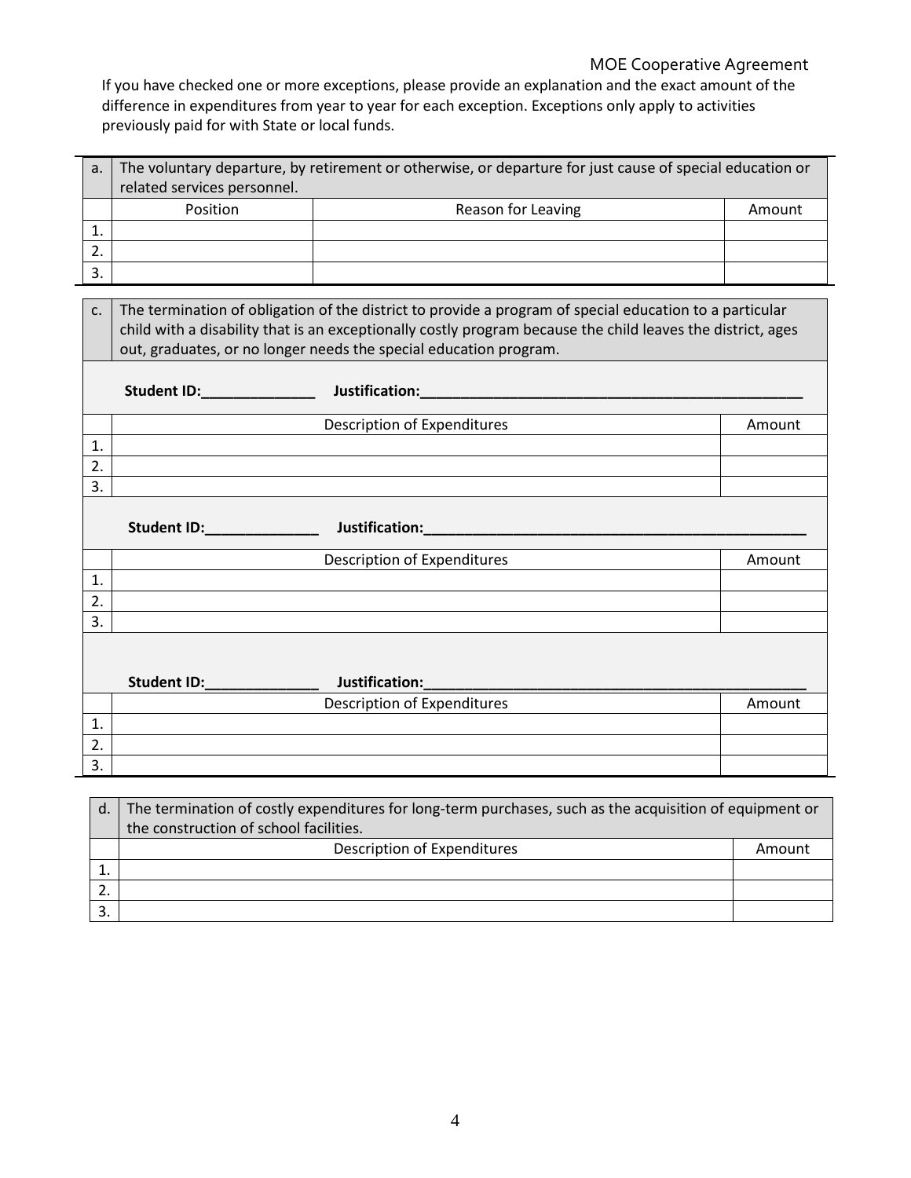If you have checked one or more exceptions, please provide an explanation and the exact amount of the difference in expenditures from year to year for each exception. Exceptions only apply to activities previously paid for with State or local funds.

| a. | The voluntary departure, by retirement or otherwise, or departure for just cause of special education or related services personnel. | | |
|---|---|---|---|
| | Position | Reason for Leaving | Amount |
| 1. | | | |
| 2. | | | |
| 3. | | | |

| c. | The termination of obligation of the district to provide a program of special education to a particular child with a disability that is an exceptionally costly program because the child leaves the district, ages out, graduates, or no longer needs the special education program. | |
|---|---|---|
| | **Student ID:______________ Justification:_________________________________________________** | |
| | Description of Expenditures | Amount |
| 1. | | |
| 2. | | |
| 3. | | |
| | **Student ID:______________ Justification:_________________________________________________** | |
| | Description of Expenditures | Amount |
| 1. | | |
| 2. | | |
| 3. | | |
| | **Student ID:______________ Justification:_________________________________________________** | |
| | Description of Expenditures | Amount |
| 1. | | |
| 2. | | |
| 3. | | |

| d. | The termination of costly expenditures for long-term purchases, such as the acquisition of equipment or the construction of school facilities. | |
|---|---|---|
| | Description of Expenditures | Amount |
| 1. | | |
| 2. | | |
| 3. | | |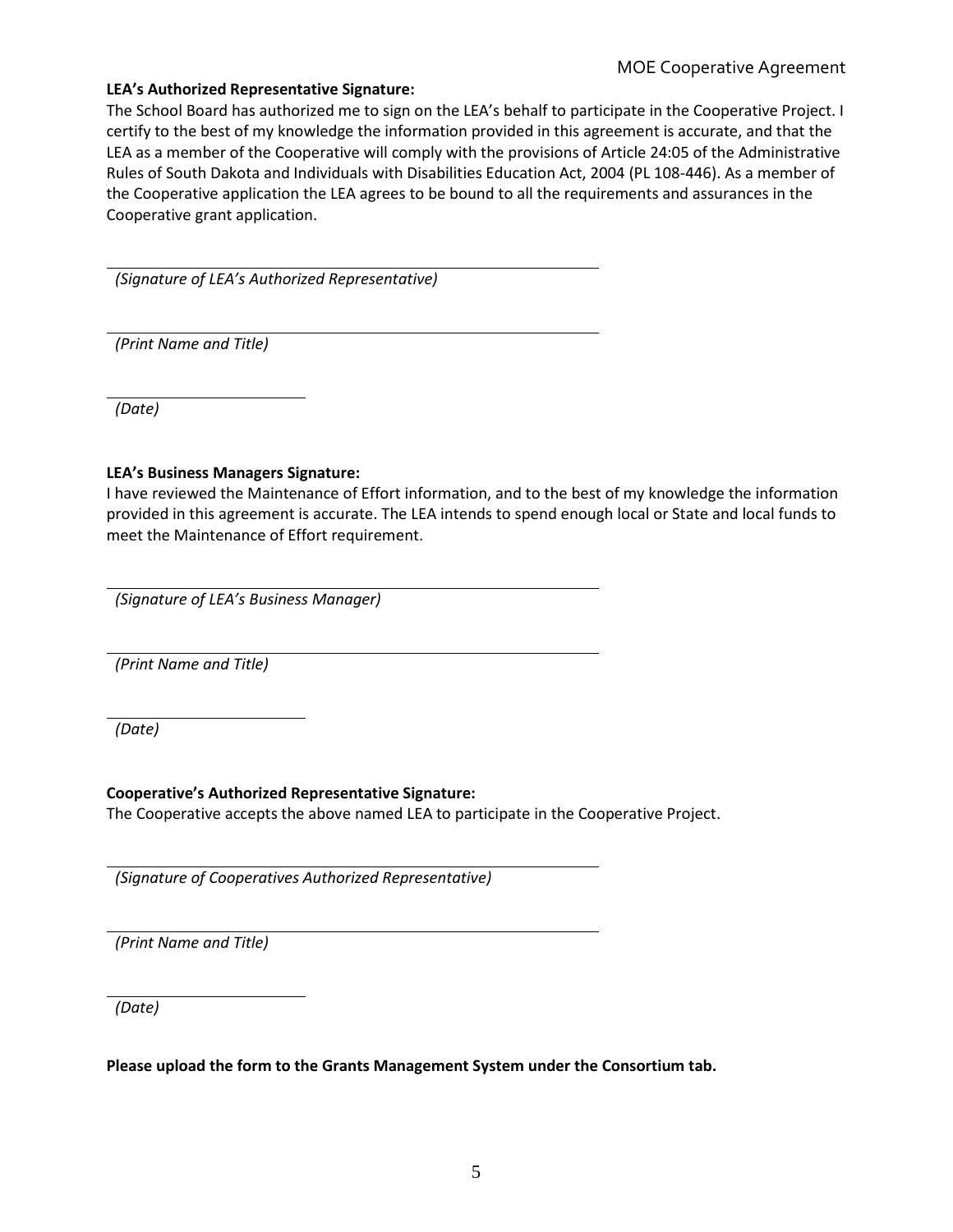**LEA's Authorized Representative Signature:**

The School Board has authorized me to sign on the LEA's behalf to participate in the Cooperative Project. I certify to the best of my knowledge the information provided in this agreement is accurate, and that the LEA as a member of the Cooperative will comply with the provisions of Article 24:05 of the Administrative Rules of South Dakota and Individuals with Disabilities Education Act, 2004 (PL 108-446). As a member of the Cooperative application the LEA agrees to be bound to all the requirements and assurances in the Cooperative grant application.

______________________________________________

*(Signature of LEA's Authorized Representative)*

______________________________________________

*(Print Name and Title)*

____________________

*(Date)*

**LEA's Business Managers Signature:**

I have reviewed the Maintenance of Effort information, and to the best of my knowledge the information provided in this agreement is accurate. The LEA intends to spend enough local or State and local funds to meet the Maintenance of Effort requirement.

______________________________________________

*(Signature of LEA's Business Manager)*

______________________________________________

*(Print Name and Title)*

____________________

*(Date)*

**Cooperative's Authorized Representative Signature:**

The Cooperative accepts the above named LEA to participate in the Cooperative Project.

______________________________________________

*(Signature of Cooperatives Authorized Representative)*

______________________________________________

*(Print Name and Title)*

____________________

*(Date)*

**Please upload the form to the Grants Management System under the Consortium tab.**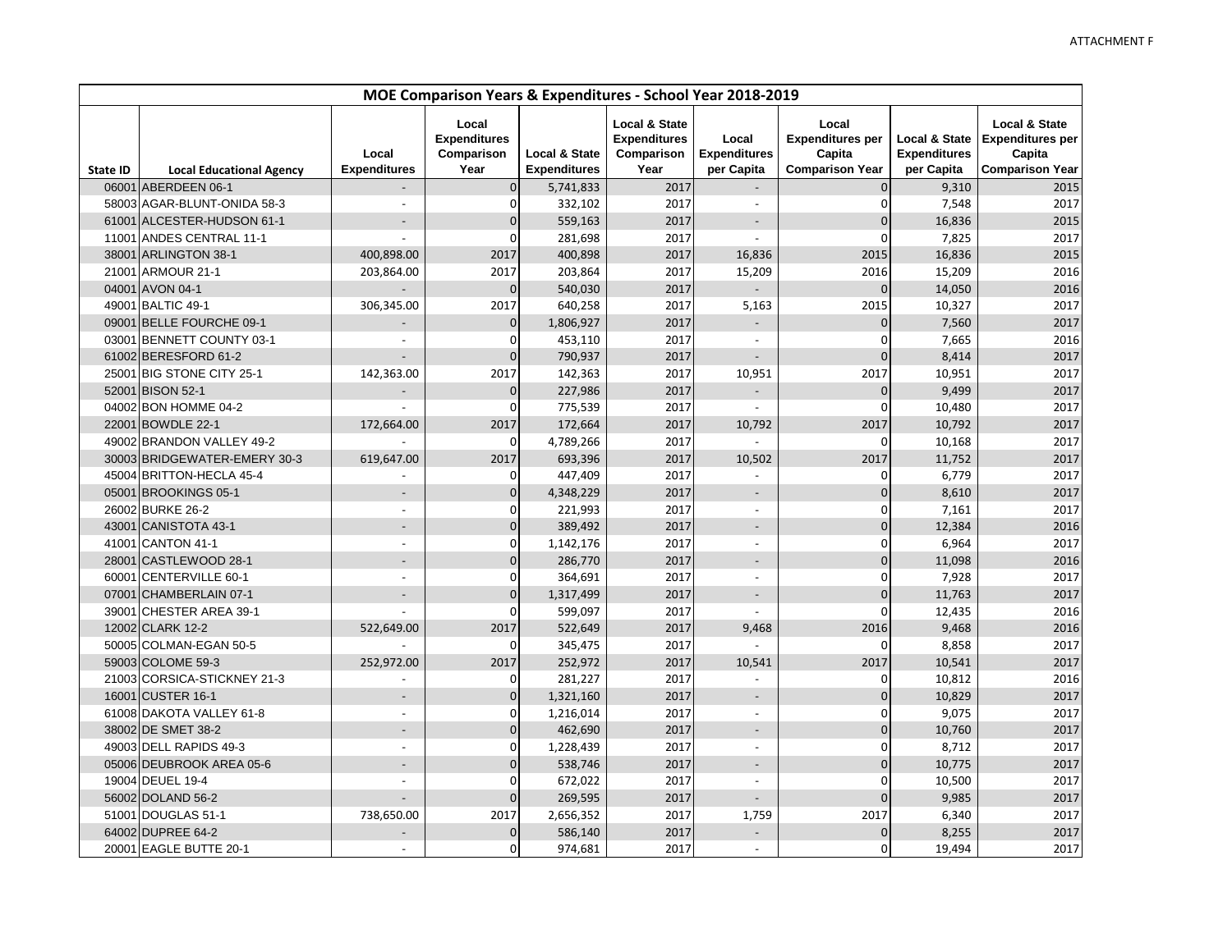ATTACHMENT F

| MOE Comparison Years & Expenditures - School Year 2018-2019 | | | | | | | | | |
|---|---|---|---|---|---|---|---|---|---|
| State ID | Local Educational Agency | Local Expenditures | Local Expenditures Comparison Year | Local & State Expenditures | Local & State Expenditures Comparison Year | Local Expenditures per Capita | Local Expenditures per Capita Comparison Year | Local & State Expenditures per Capita | Local & State Expenditures per Capita Comparison Year |
| 06001 | ABERDEEN 06-1 | - | 0 | 5,741,833 | 2017 | - | 0 | 9,310 | 2015 |
| 58003 | AGAR-BLUNT-ONIDA 58-3 | - | 0 | 332,102 | 2017 | - | 0 | 7,548 | 2017 |
| 61001 | ALCESTER-HUDSON 61-1 | - | 0 | 559,163 | 2017 | - | 0 | 16,836 | 2015 |
| 11001 | ANDES CENTRAL 11-1 | - | 0 | 281,698 | 2017 | - | 0 | 7,825 | 2017 |
| 38001 | ARLINGTON 38-1 | 400,898.00 | 2017 | 400,898 | 2017 | 16,836 | 2015 | 16,836 | 2015 |
| 21001 | ARMOUR 21-1 | 203,864.00 | 2017 | 203,864 | 2017 | 15,209 | 2016 | 15,209 | 2016 |
| 04001 | AVON 04-1 | - | 0 | 540,030 | 2017 | - | 0 | 14,050 | 2016 |
| 49001 | BALTIC 49-1 | 306,345.00 | 2017 | 640,258 | 2017 | 5,163 | 2015 | 10,327 | 2017 |
| 09001 | BELLE FOURCHE 09-1 | - | 0 | 1,806,927 | 2017 | - | 0 | 7,560 | 2017 |
| 03001 | BENNETT COUNTY 03-1 | - | 0 | 453,110 | 2017 | - | 0 | 7,665 | 2016 |
| 61002 | BERESFORD 61-2 | - | 0 | 790,937 | 2017 | - | 0 | 8,414 | 2017 |
| 25001 | BIG STONE CITY 25-1 | 142,363.00 | 2017 | 142,363 | 2017 | 10,951 | 2017 | 10,951 | 2017 |
| 52001 | BISON 52-1 | - | 0 | 227,986 | 2017 | - | 0 | 9,499 | 2017 |
| 04002 | BON HOMME 04-2 | - | 0 | 775,539 | 2017 | - | 0 | 10,480 | 2017 |
| 22001 | BOWDLE 22-1 | 172,664.00 | 2017 | 172,664 | 2017 | 10,792 | 2017 | 10,792 | 2017 |
| 49002 | BRANDON VALLEY 49-2 | - | 0 | 4,789,266 | 2017 | - | 0 | 10,168 | 2017 |
| 30003 | BRIDGEWATER-EMERY 30-3 | 619,647.00 | 2017 | 693,396 | 2017 | 10,502 | 2017 | 11,752 | 2017 |
| 45004 | BRITTON-HECLA 45-4 | - | 0 | 447,409 | 2017 | - | 0 | 6,779 | 2017 |
| 05001 | BROOKINGS 05-1 | - | 0 | 4,348,229 | 2017 | - | 0 | 8,610 | 2017 |
| 26002 | BURKE 26-2 | - | 0 | 221,993 | 2017 | - | 0 | 7,161 | 2017 |
| 43001 | CANISTOTA 43-1 | - | 0 | 389,492 | 2017 | - | 0 | 12,384 | 2016 |
| 41001 | CANTON 41-1 | - | 0 | 1,142,176 | 2017 | - | 0 | 6,964 | 2017 |
| 28001 | CASTLEWOOD 28-1 | - | 0 | 286,770 | 2017 | - | 0 | 11,098 | 2016 |
| 60001 | CENTERVILLE 60-1 | - | 0 | 364,691 | 2017 | - | 0 | 7,928 | 2017 |
| 07001 | CHAMBERLAIN 07-1 | - | 0 | 1,317,499 | 2017 | - | 0 | 11,763 | 2017 |
| 39001 | CHESTER AREA 39-1 | - | 0 | 599,097 | 2017 | - | 0 | 12,435 | 2016 |
| 12002 | CLARK 12-2 | 522,649.00 | 2017 | 522,649 | 2017 | 9,468 | 2016 | 9,468 | 2016 |
| 50005 | COLMAN-EGAN 50-5 | - | 0 | 345,475 | 2017 | - | 0 | 8,858 | 2017 |
| 59003 | COLOME 59-3 | 252,972.00 | 2017 | 252,972 | 2017 | 10,541 | 2017 | 10,541 | 2017 |
| 21003 | CORSICA-STICKNEY 21-3 | - | 0 | 281,227 | 2017 | - | 0 | 10,812 | 2016 |
| 16001 | CUSTER 16-1 | - | 0 | 1,321,160 | 2017 | - | 0 | 10,829 | 2017 |
| 61008 | DAKOTA VALLEY 61-8 | - | 0 | 1,216,014 | 2017 | - | 0 | 9,075 | 2017 |
| 38002 | DE SMET 38-2 | - | 0 | 462,690 | 2017 | - | 0 | 10,760 | 2017 |
| 49003 | DELL RAPIDS 49-3 | - | 0 | 1,228,439 | 2017 | - | 0 | 8,712 | 2017 |
| 05006 | DEUBROOK AREA 05-6 | - | 0 | 538,746 | 2017 | - | 0 | 10,775 | 2017 |
| 19004 | DEUEL 19-4 | - | 0 | 672,022 | 2017 | - | 0 | 10,500 | 2017 |
| 56002 | DOLAND 56-2 | - | 0 | 269,595 | 2017 | - | 0 | 9,985 | 2017 |
| 51001 | DOUGLAS 51-1 | 738,650.00 | 2017 | 2,656,352 | 2017 | 1,759 | 2017 | 6,340 | 2017 |
| 64002 | DUPREE 64-2 | - | 0 | 586,140 | 2017 | - | 0 | 8,255 | 2017 |
| 20001 | EAGLE BUTTE 20-1 | - | 0 | 974,681 | 2017 | - | 0 | 19,494 | 2017 |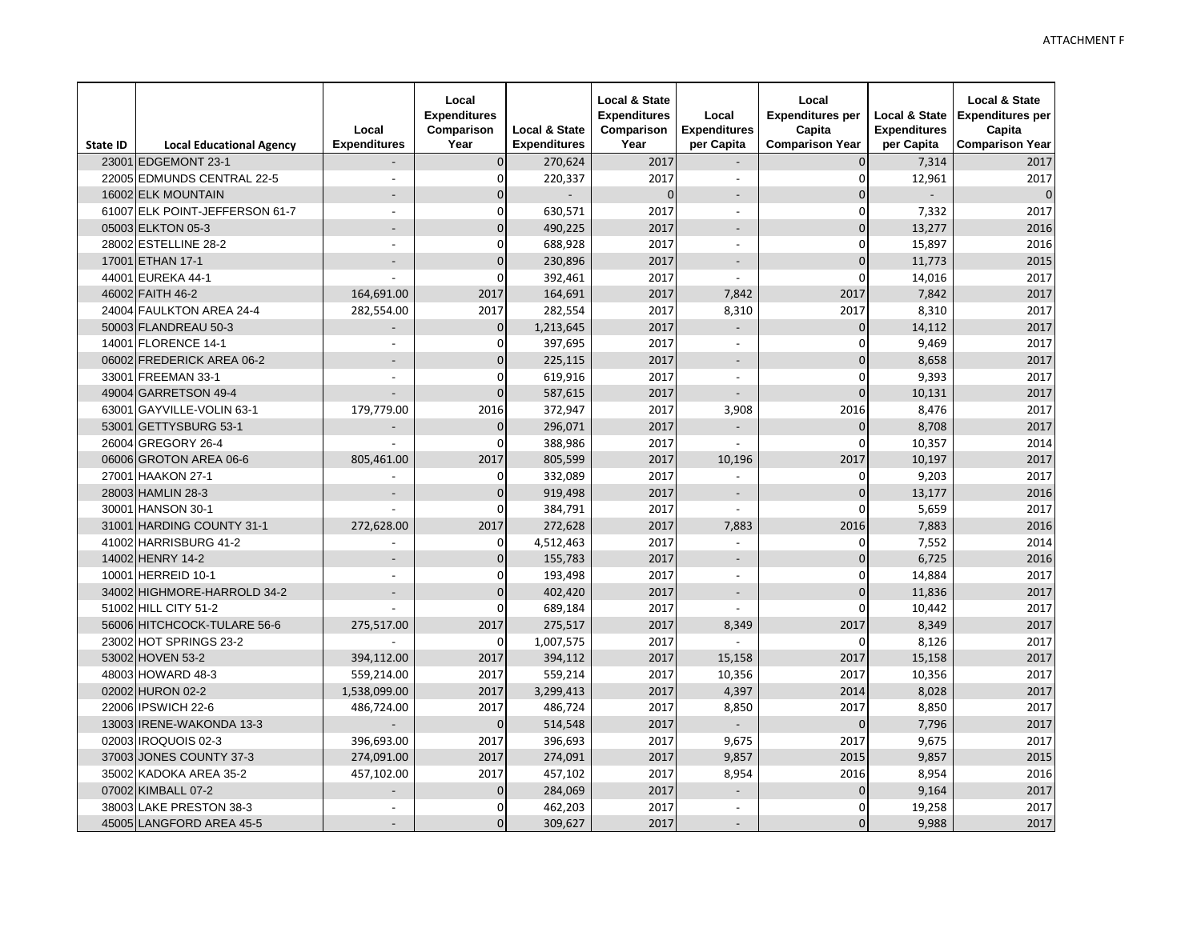ATTACHMENT F

| State ID | Local Educational Agency | Local Expenditures | Local Expenditures Comparison Year | Local & State Expenditures | Local & State Expenditures Comparison Year | Local Expenditures per Capita | Local Expenditures per Capita Comparison Year | Local & State Expenditures per Capita | Local & State Expenditures per Capita Comparison Year |
|---|---|---|---|---|---|---|---|---|---|
| 23001 | EDGEMONT 23-1 | - | 0 | 270,624 | 2017 | - | 0 | 7,314 | 2017 |
| 22005 | EDMUNDS CENTRAL 22-5 | - | 0 | 220,337 | 2017 | - | 0 | 12,961 | 2017 |
| 16002 | ELK MOUNTAIN | - | 0 | - | 0 | - | 0 | - | 0 |
| 61007 | ELK POINT-JEFFERSON 61-7 | - | 0 | 630,571 | 2017 | - | 0 | 7,332 | 2017 |
| 05003 | ELKTON 05-3 | - | 0 | 490,225 | 2017 | - | 0 | 13,277 | 2016 |
| 28002 | ESTELLINE 28-2 | - | 0 | 688,928 | 2017 | - | 0 | 15,897 | 2016 |
| 17001 | ETHAN 17-1 | - | 0 | 230,896 | 2017 | - | 0 | 11,773 | 2015 |
| 44001 | EUREKA 44-1 | - | 0 | 392,461 | 2017 | - | 0 | 14,016 | 2017 |
| 46002 | FAITH 46-2 | 164,691.00 | 2017 | 164,691 | 2017 | 7,842 | 2017 | 7,842 | 2017 |
| 24004 | FAULKTON AREA 24-4 | 282,554.00 | 2017 | 282,554 | 2017 | 8,310 | 2017 | 8,310 | 2017 |
| 50003 | FLANDREAU 50-3 | - | 0 | 1,213,645 | 2017 | - | 0 | 14,112 | 2017 |
| 14001 | FLORENCE 14-1 | - | 0 | 397,695 | 2017 | - | 0 | 9,469 | 2017 |
| 06002 | FREDERICK AREA 06-2 | - | 0 | 225,115 | 2017 | - | 0 | 8,658 | 2017 |
| 33001 | FREEMAN 33-1 | - | 0 | 619,916 | 2017 | - | 0 | 9,393 | 2017 |
| 49004 | GARRETSON 49-4 | - | 0 | 587,615 | 2017 | - | 0 | 10,131 | 2017 |
| 63001 | GAYVILLE-VOLIN 63-1 | 179,779.00 | 2016 | 372,947 | 2017 | 3,908 | 2016 | 8,476 | 2017 |
| 53001 | GETTYSBURG 53-1 | - | 0 | 296,071 | 2017 | - | 0 | 8,708 | 2017 |
| 26004 | GREGORY 26-4 | - | 0 | 388,986 | 2017 | - | 0 | 10,357 | 2014 |
| 06006 | GROTON AREA 06-6 | 805,461.00 | 2017 | 805,599 | 2017 | 10,196 | 2017 | 10,197 | 2017 |
| 27001 | HAAKON 27-1 | - | 0 | 332,089 | 2017 | - | 0 | 9,203 | 2017 |
| 28003 | HAMLIN 28-3 | - | 0 | 919,498 | 2017 | - | 0 | 13,177 | 2016 |
| 30001 | HANSON 30-1 | - | 0 | 384,791 | 2017 | - | 0 | 5,659 | 2017 |
| 31001 | HARDING COUNTY 31-1 | 272,628.00 | 2017 | 272,628 | 2017 | 7,883 | 2016 | 7,883 | 2016 |
| 41002 | HARRISBURG 41-2 | - | 0 | 4,512,463 | 2017 | - | 0 | 7,552 | 2014 |
| 14002 | HENRY 14-2 | - | 0 | 155,783 | 2017 | - | 0 | 6,725 | 2016 |
| 10001 | HERREID 10-1 | - | 0 | 193,498 | 2017 | - | 0 | 14,884 | 2017 |
| 34002 | HIGHMORE-HARROLD 34-2 | - | 0 | 402,420 | 2017 | - | 0 | 11,836 | 2017 |
| 51002 | HILL CITY 51-2 | - | 0 | 689,184 | 2017 | - | 0 | 10,442 | 2017 |
| 56006 | HITCHCOCK-TULARE 56-6 | 275,517.00 | 2017 | 275,517 | 2017 | 8,349 | 2017 | 8,349 | 2017 |
| 23002 | HOT SPRINGS 23-2 | - | 0 | 1,007,575 | 2017 | - | 0 | 8,126 | 2017 |
| 53002 | HOVEN 53-2 | 394,112.00 | 2017 | 394,112 | 2017 | 15,158 | 2017 | 15,158 | 2017 |
| 48003 | HOWARD 48-3 | 559,214.00 | 2017 | 559,214 | 2017 | 10,356 | 2017 | 10,356 | 2017 |
| 02002 | HURON 02-2 | 1,538,099.00 | 2017 | 3,299,413 | 2017 | 4,397 | 2014 | 8,028 | 2017 |
| 22006 | IPSWICH 22-6 | 486,724.00 | 2017 | 486,724 | 2017 | 8,850 | 2017 | 8,850 | 2017 |
| 13003 | IRENE-WAKONDA 13-3 | - | 0 | 514,548 | 2017 | - | 0 | 7,796 | 2017 |
| 02003 | IROQUOIS 02-3 | 396,693.00 | 2017 | 396,693 | 2017 | 9,675 | 2017 | 9,675 | 2017 |
| 37003 | JONES COUNTY 37-3 | 274,091.00 | 2017 | 274,091 | 2017 | 9,857 | 2015 | 9,857 | 2015 |
| 35002 | KADOKA AREA 35-2 | 457,102.00 | 2017 | 457,102 | 2017 | 8,954 | 2016 | 8,954 | 2016 |
| 07002 | KIMBALL 07-2 | - | 0 | 284,069 | 2017 | - | 0 | 9,164 | 2017 |
| 38003 | LAKE PRESTON 38-3 | - | 0 | 462,203 | 2017 | - | 0 | 19,258 | 2017 |
| 45005 | LANGFORD AREA 45-5 | - | 0 | 309,627 | 2017 | - | 0 | 9,988 | 2017 |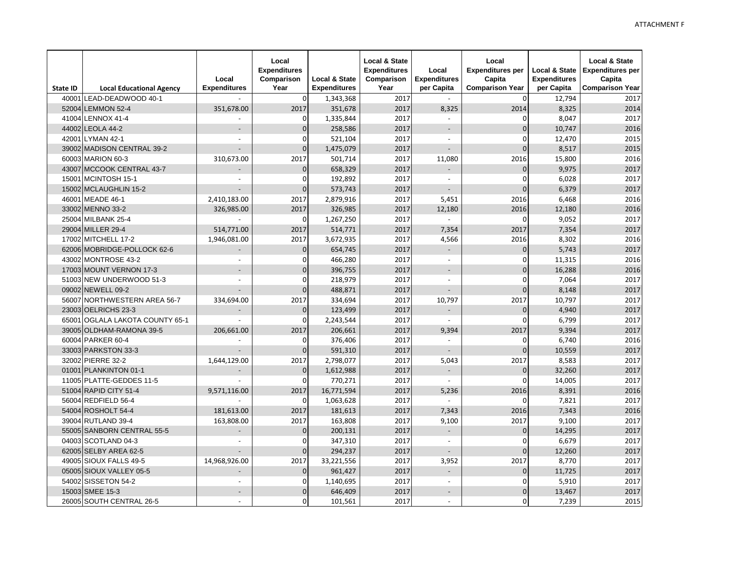ATTACHMENT F

| State ID | Local Educational Agency | Local Expenditures | Local Expenditures Comparison Year | Local & State Expenditures | Local & State Expenditures Comparison Year | Local Expenditures per Capita | Local Expenditures per Capita Comparison Year | Local & State Expenditures per Capita | Local & State Expenditures per Capita Comparison Year |
|---|---|---|---|---|---|---|---|---|---|
| 40001 | LEAD-DEADWOOD 40-1 | - | 0 | 1,343,368 | 2017 | - | 0 | 12,794 | 2017 |
| 52004 | LEMMON 52-4 | 351,678.00 | 2017 | 351,678 | 2017 | 8,325 | 2014 | 8,325 | 2014 |
| 41004 | LENNOX 41-4 | - | 0 | 1,335,844 | 2017 | - | 0 | 8,047 | 2017 |
| 44002 | LEOLA 44-2 | - | 0 | 258,586 | 2017 | - | 0 | 10,747 | 2016 |
| 42001 | LYMAN 42-1 | - | 0 | 521,104 | 2017 | - | 0 | 12,470 | 2015 |
| 39002 | MADISON CENTRAL 39-2 | - | 0 | 1,475,079 | 2017 | - | 0 | 8,517 | 2015 |
| 60003 | MARION 60-3 | 310,673.00 | 2017 | 501,714 | 2017 | 11,080 | 2016 | 15,800 | 2016 |
| 43007 | MCCOOK CENTRAL 43-7 | - | 0 | 658,329 | 2017 | - | 0 | 9,975 | 2017 |
| 15001 | MCINTOSH 15-1 | - | 0 | 192,892 | 2017 | - | 0 | 6,028 | 2017 |
| 15002 | MCLAUGHLIN 15-2 | - | 0 | 573,743 | 2017 | - | 0 | 6,379 | 2017 |
| 46001 | MEADE 46-1 | 2,410,183.00 | 2017 | 2,879,916 | 2017 | 5,451 | 2016 | 6,468 | 2016 |
| 33002 | MENNO 33-2 | 326,985.00 | 2017 | 326,985 | 2017 | 12,180 | 2016 | 12,180 | 2016 |
| 25004 | MILBANK 25-4 | - | 0 | 1,267,250 | 2017 | - | 0 | 9,052 | 2017 |
| 29004 | MILLER 29-4 | 514,771.00 | 2017 | 514,771 | 2017 | 7,354 | 2017 | 7,354 | 2017 |
| 17002 | MITCHELL 17-2 | 1,946,081.00 | 2017 | 3,672,935 | 2017 | 4,566 | 2016 | 8,302 | 2016 |
| 62006 | MOBRIDGE-POLLOCK 62-6 | - | 0 | 654,745 | 2017 | - | 0 | 5,743 | 2017 |
| 43002 | MONTROSE 43-2 | - | 0 | 466,280 | 2017 | - | 0 | 11,315 | 2016 |
| 17003 | MOUNT VERNON 17-3 | - | 0 | 396,755 | 2017 | - | 0 | 16,288 | 2016 |
| 51003 | NEW UNDERWOOD 51-3 | - | 0 | 218,979 | 2017 | - | 0 | 7,064 | 2017 |
| 09002 | NEWELL 09-2 | - | 0 | 488,871 | 2017 | - | 0 | 8,148 | 2017 |
| 56007 | NORTHWESTERN AREA 56-7 | 334,694.00 | 2017 | 334,694 | 2017 | 10,797 | 2017 | 10,797 | 2017 |
| 23003 | OELRICHS 23-3 | - | 0 | 123,499 | 2017 | - | 0 | 4,940 | 2017 |
| 65001 | OGLALA LAKOTA COUNTY 65-1 | - | 0 | 2,243,544 | 2017 | - | 0 | 6,799 | 2017 |
| 39005 | OLDHAM-RAMONA 39-5 | 206,661.00 | 2017 | 206,661 | 2017 | 9,394 | 2017 | 9,394 | 2017 |
| 60004 | PARKER 60-4 | - | 0 | 376,406 | 2017 | - | 0 | 6,740 | 2016 |
| 33003 | PARKSTON 33-3 | - | 0 | 591,310 | 2017 | - | 0 | 10,559 | 2017 |
| 32002 | PIERRE 32-2 | 1,644,129.00 | 2017 | 2,798,077 | 2017 | 5,043 | 2017 | 8,583 | 2017 |
| 01001 | PLANKINTON 01-1 | - | 0 | 1,612,988 | 2017 | - | 0 | 32,260 | 2017 |
| 11005 | PLATTE-GEDDES 11-5 | - | 0 | 770,271 | 2017 | - | 0 | 14,005 | 2017 |
| 51004 | RAPID CITY 51-4 | 9,571,116.00 | 2017 | 16,771,594 | 2017 | 5,236 | 2016 | 8,391 | 2016 |
| 56004 | REDFIELD 56-4 | - | 0 | 1,063,628 | 2017 | - | 0 | 7,821 | 2017 |
| 54004 | ROSHOLT 54-4 | 181,613.00 | 2017 | 181,613 | 2017 | 7,343 | 2016 | 7,343 | 2016 |
| 39004 | RUTLAND 39-4 | 163,808.00 | 2017 | 163,808 | 2017 | 9,100 | 2017 | 9,100 | 2017 |
| 55005 | SANBORN CENTRAL 55-5 | - | 0 | 200,131 | 2017 | - | 0 | 14,295 | 2017 |
| 04003 | SCOTLAND 04-3 | - | 0 | 347,310 | 2017 | - | 0 | 6,679 | 2017 |
| 62005 | SELBY AREA 62-5 | - | 0 | 294,237 | 2017 | - | 0 | 12,260 | 2017 |
| 49005 | SIOUX FALLS 49-5 | 14,968,926.00 | 2017 | 33,221,556 | 2017 | 3,952 | 2017 | 8,770 | 2017 |
| 05005 | SIOUX VALLEY 05-5 | - | 0 | 961,427 | 2017 | - | 0 | 11,725 | 2017 |
| 54002 | SISSETON 54-2 | - | 0 | 1,140,695 | 2017 | - | 0 | 5,910 | 2017 |
| 15003 | SMEE 15-3 | - | 0 | 646,409 | 2017 | - | 0 | 13,467 | 2017 |
| 26005 | SOUTH CENTRAL 26-5 | - | 0 | 101,561 | 2017 | - | 0 | 7,239 | 2015 |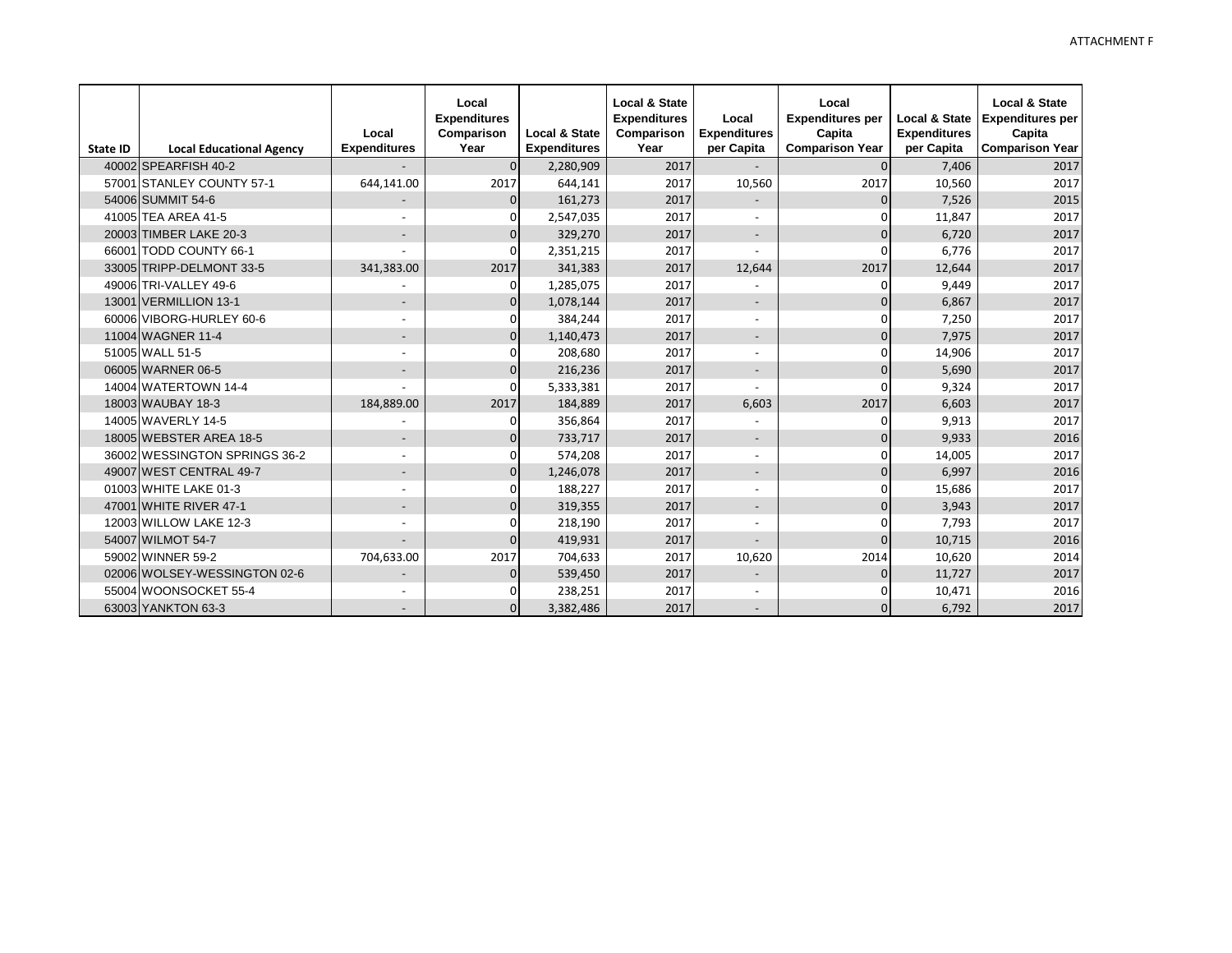ATTACHMENT F

| State ID | Local Educational Agency | Local Expenditures | Local Expenditures Comparison Year | Local & State Expenditures | Local & State Expenditures Comparison Year | Local Expenditures per Capita | Local Expenditures per Capita Comparison Year | Local & State Expenditures per Capita | Local & State Expenditures per Capita Comparison Year |
|---|---|---|---|---|---|---|---|---|---|
| 40002 | SPEARFISH 40-2 | - | 0 | 2,280,909 | 2017 | - | 0 | 7,406 | 2017 |
| 57001 | STANLEY COUNTY 57-1 | 644,141.00 | 2017 | 644,141 | 2017 | 10,560 | 2017 | 10,560 | 2017 |
| 54006 | SUMMIT 54-6 | - | 0 | 161,273 | 2017 | - | 0 | 7,526 | 2015 |
| 41005 | TEA AREA 41-5 | - | 0 | 2,547,035 | 2017 | - | 0 | 11,847 | 2017 |
| 20003 | TIMBER LAKE 20-3 | - | 0 | 329,270 | 2017 | - | 0 | 6,720 | 2017 |
| 66001 | TODD COUNTY 66-1 | - | 0 | 2,351,215 | 2017 | - | 0 | 6,776 | 2017 |
| 33005 | TRIPP-DELMONT 33-5 | 341,383.00 | 2017 | 341,383 | 2017 | 12,644 | 2017 | 12,644 | 2017 |
| 49006 | TRI-VALLEY 49-6 | - | 0 | 1,285,075 | 2017 | - | 0 | 9,449 | 2017 |
| 13001 | VERMILLION 13-1 | - | 0 | 1,078,144 | 2017 | - | 0 | 6,867 | 2017 |
| 60006 | VIBORG-HURLEY 60-6 | - | 0 | 384,244 | 2017 | - | 0 | 7,250 | 2017 |
| 11004 | WAGNER 11-4 | - | 0 | 1,140,473 | 2017 | - | 0 | 7,975 | 2017 |
| 51005 | WALL 51-5 | - | 0 | 208,680 | 2017 | - | 0 | 14,906 | 2017 |
| 06005 | WARNER 06-5 | - | 0 | 216,236 | 2017 | - | 0 | 5,690 | 2017 |
| 14004 | WATERTOWN 14-4 | - | 0 | 5,333,381 | 2017 | - | 0 | 9,324 | 2017 |
| 18003 | WAUBAY 18-3 | 184,889.00 | 2017 | 184,889 | 2017 | 6,603 | 2017 | 6,603 | 2017 |
| 14005 | WAVERLY 14-5 | - | 0 | 356,864 | 2017 | - | 0 | 9,913 | 2017 |
| 18005 | WEBSTER AREA 18-5 | - | 0 | 733,717 | 2017 | - | 0 | 9,933 | 2016 |
| 36002 | WESSINGTON SPRINGS 36-2 | - | 0 | 574,208 | 2017 | - | 0 | 14,005 | 2017 |
| 49007 | WEST CENTRAL 49-7 | - | 0 | 1,246,078 | 2017 | - | 0 | 6,997 | 2016 |
| 01003 | WHITE LAKE 01-3 | - | 0 | 188,227 | 2017 | - | 0 | 15,686 | 2017 |
| 47001 | WHITE RIVER 47-1 | - | 0 | 319,355 | 2017 | - | 0 | 3,943 | 2017 |
| 12003 | WILLOW LAKE 12-3 | - | 0 | 218,190 | 2017 | - | 0 | 7,793 | 2017 |
| 54007 | WILMOT 54-7 | - | 0 | 419,931 | 2017 | - | 0 | 10,715 | 2016 |
| 59002 | WINNER 59-2 | 704,633.00 | 2017 | 704,633 | 2017 | 10,620 | 2014 | 10,620 | 2014 |
| 02006 | WOLSEY-WESSINGTON 02-6 | - | 0 | 539,450 | 2017 | - | 0 | 11,727 | 2017 |
| 55004 | WOONSOCKET 55-4 | - | 0 | 238,251 | 2017 | - | 0 | 10,471 | 2016 |
| 63003 | YANKTON 63-3 | - | 0 | 3,382,486 | 2017 | - | 0 | 6,792 | 2017 |